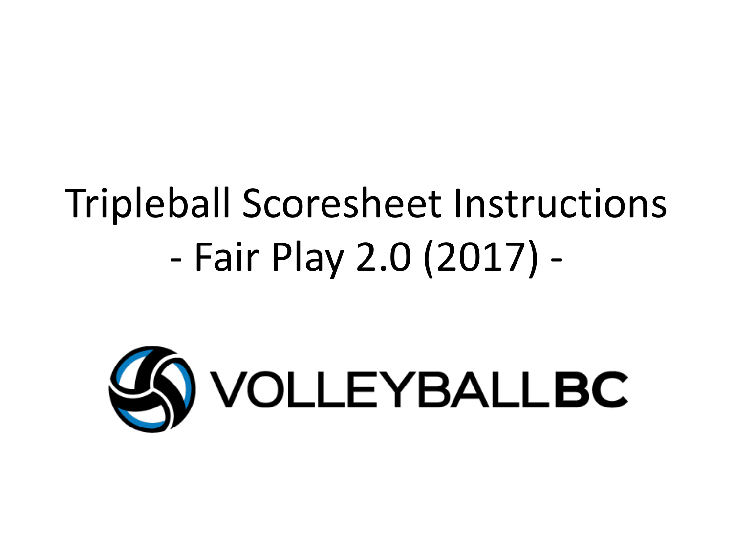# Tripleball Scoresheet Instructions

## - Fair Play 2.0 (2017) -

VOLLEYBALL BC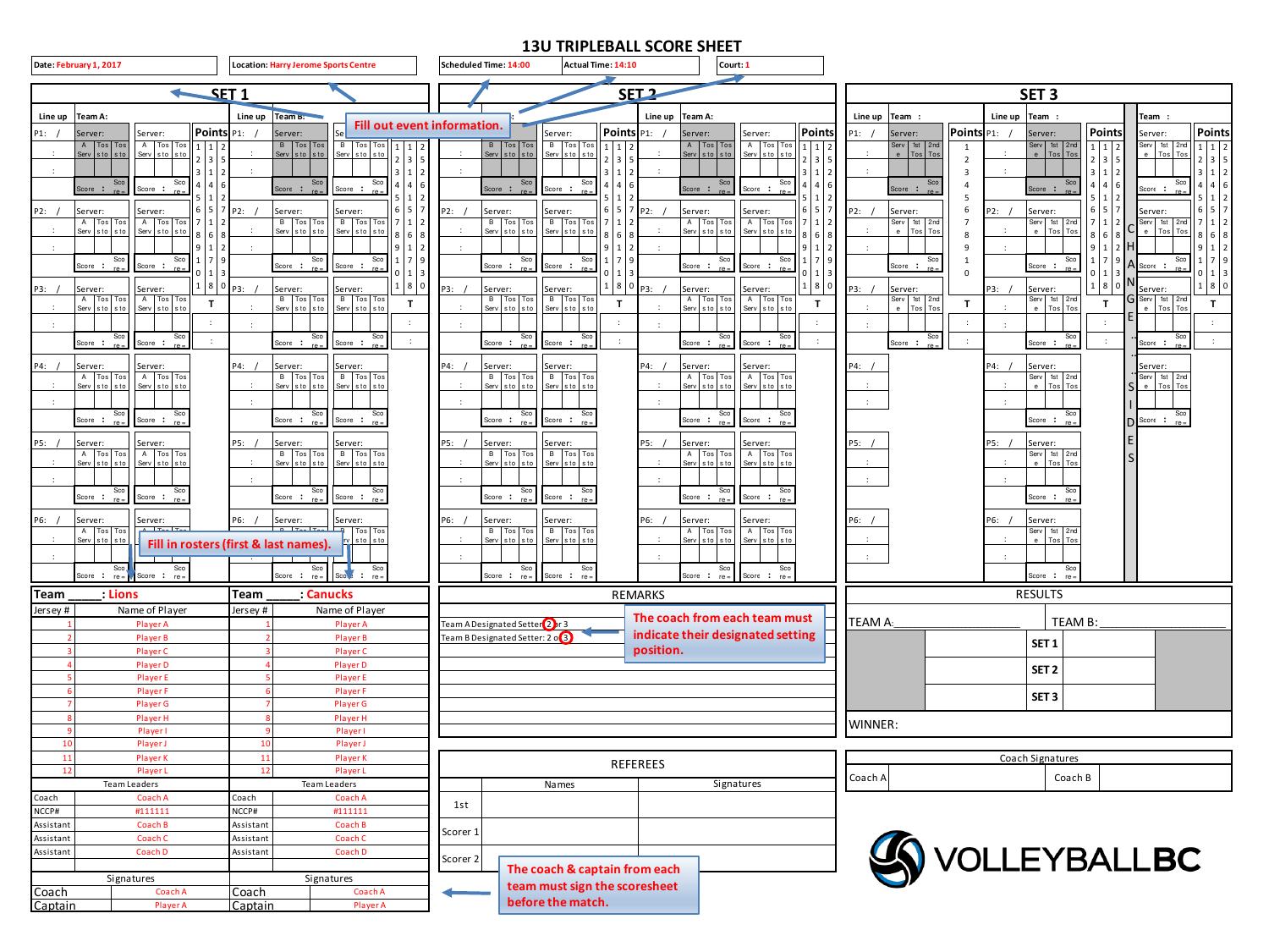# 13U TRIPLEBALL SCORE SHEET

| Date: February 1, 2017 | Location: Harry Jerome Sports Centre | Scheduled Time: 14:00 | Actual Time: 14:10 | Court: 1 |
|---|---|---|---|---|

**Fill out event information.**

## SET 1

## SET 2

## SET 3

Line up | Team A: | Team B: | Server: | Points | A Serv | Tos sto | Tos sto | B Serv | Score : | P1: / | P2: / | P3: / | P4: / | P5: / | P6: /

CHANGE SIDES

**Fill in rosters (first & last names).**

| Team ____: Lions | | Team ____: Canucks | |
|---|---|---|---|
| Jersey # | Name of Player | Jersey # | Name of Player |
| 1 | Player A | 1 | Player A |
| 2 | Player B | 2 | Player B |
| 3 | Player C | 3 | Player C |
| 4 | Player D | 4 | Player D |
| 5 | Player E | 5 | Player E |
| 6 | Player F | 6 | Player F |
| 7 | Player G | 7 | Player G |
| 8 | Player H | 8 | Player H |
| 9 | Player I | 9 | Player I |
| 10 | Player J | 10 | Player J |
| 11 | Player K | 11 | Player K |
| 12 | Player L | 12 | Player L |
| Team Leaders | | Team Leaders | |
| Coach | Coach A | Coach | Coach A |
| NCCP# | #111111 | NCCP# | #111111 |
| Assistant | Coach B | Assistant | Coach B |
| Assistant | Coach C | Assistant | Coach C |
| Assistant | Coach D | Assistant | Coach D |
| Signatures | | Signatures | |
| Coach | Coach A | Coach | Coach A |
| Captain | Player A | Captain | Player A |

### REMARKS

Team A Designated Setter: 2 or 3 (2 circled)

Team B Designated Setter: 2 or 3 (3 circled)

**The coach from each team must indicate their designated setting position.**

### REFEREES

| | Names | Signatures |
|---|---|---|
| 1st | | |
| Scorer 1 | | |
| Scorer 2 | | |

**The coach & captain from each team must sign the scoresheet before the match.**

### RESULTS

| TEAM A: | | TEAM B: |
|---|---|---|
| | SET 1 | |
| | SET 2 | |
| | SET 3 | |

WINNER:

| Coach Signatures | | | |
|---|---|---|---|
| Coach A | | Coach B | |

VOLLEYBALLBC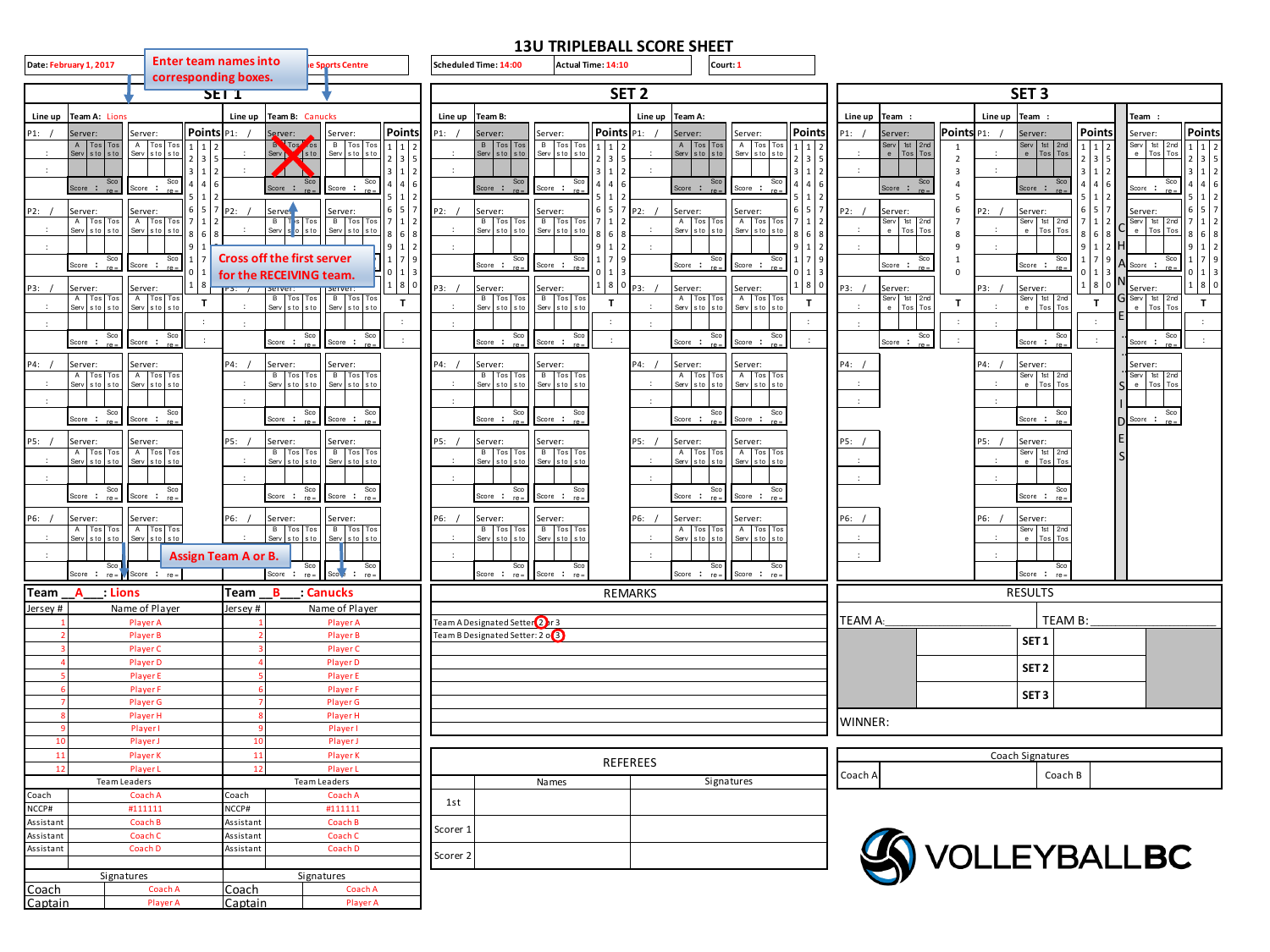# 13U TRIPLEBALL SCORE SHEET

Date: February 1, 2017 | Enter team names into corresponding boxes. | ...e Sports Centre | Scheduled Time: 14:00 | Actual Time: 14:10 | Court: 1

## SET 1

Line up | Team A: Lions | Line up | Team B: Canucks

P1: / | Server: | Server: | Points | P1: / | Server: | Server: | Points

Cross off the first server for the RECEIVING team.

P2: / | P3: / | P4: / | P5: / | P6: /

Assign Team A or B.

## SET 2

Line up | Team B: | Line up | Team A:

P1: / | P2: / | P3: / | P4: / | P5: / | P6: /

## SET 3

Line up | Team : | Line up | Team : | Team :

P1: / | P2: / | P3: / | P4: / | P5: / | P6: /

CHANGE SIDES

| Team __A__: Lions | |
|---|---|
| Jersey # | Name of Player |
| 1 | Player A |
| 2 | Player B |
| 3 | Player C |
| 4 | Player D |
| 5 | Player E |
| 6 | Player F |
| 7 | Player G |
| 8 | Player H |
| 9 | Player I |
| 10 | Player J |
| 11 | Player K |
| 12 | Player L |
| Team Leaders | |
| Coach | Coach A |
| NCCP# | #111111 |
| Assistant | Coach B |
| Assistant | Coach C |
| Assistant | Coach D |
| Signatures | |
| Coach | Coach A |
| Captain | Player A |

| Team __B__: Canucks | |
|---|---|
| Jersey # | Name of Player |
| 1 | Player A |
| 2 | Player B |
| 3 | Player C |
| 4 | Player D |
| 5 | Player E |
| 6 | Player F |
| 7 | Player G |
| 8 | Player H |
| 9 | Player I |
| 10 | Player J |
| 11 | Player K |
| 12 | Player L |
| Team Leaders | |
| Coach | Coach A |
| NCCP# | #111111 |
| Assistant | Coach B |
| Assistant | Coach C |
| Assistant | Coach D |
| Signatures | |
| Coach | Coach A |
| Captain | Player A |

### REMARKS

Team A Designated Setter: 2 or 3 (2 circled)

Team B Designated Setter: 2 or 3 (3 circled)

### REFEREES

| | Names | Signatures |
|---|---|---|
| 1st | | |
| Scorer 1 | | |
| Scorer 2 | | |

### RESULTS

TEAM A:____________ TEAM B:____________

| | | | |
|---|---|---|---|
| | | SET 1 | |
| | | SET 2 | |
| | | SET 3 | |

WINNER:

### Coach Signatures

| Coach A | | Coach B | |
|---|---|---|---|

VOLLEYBALLBC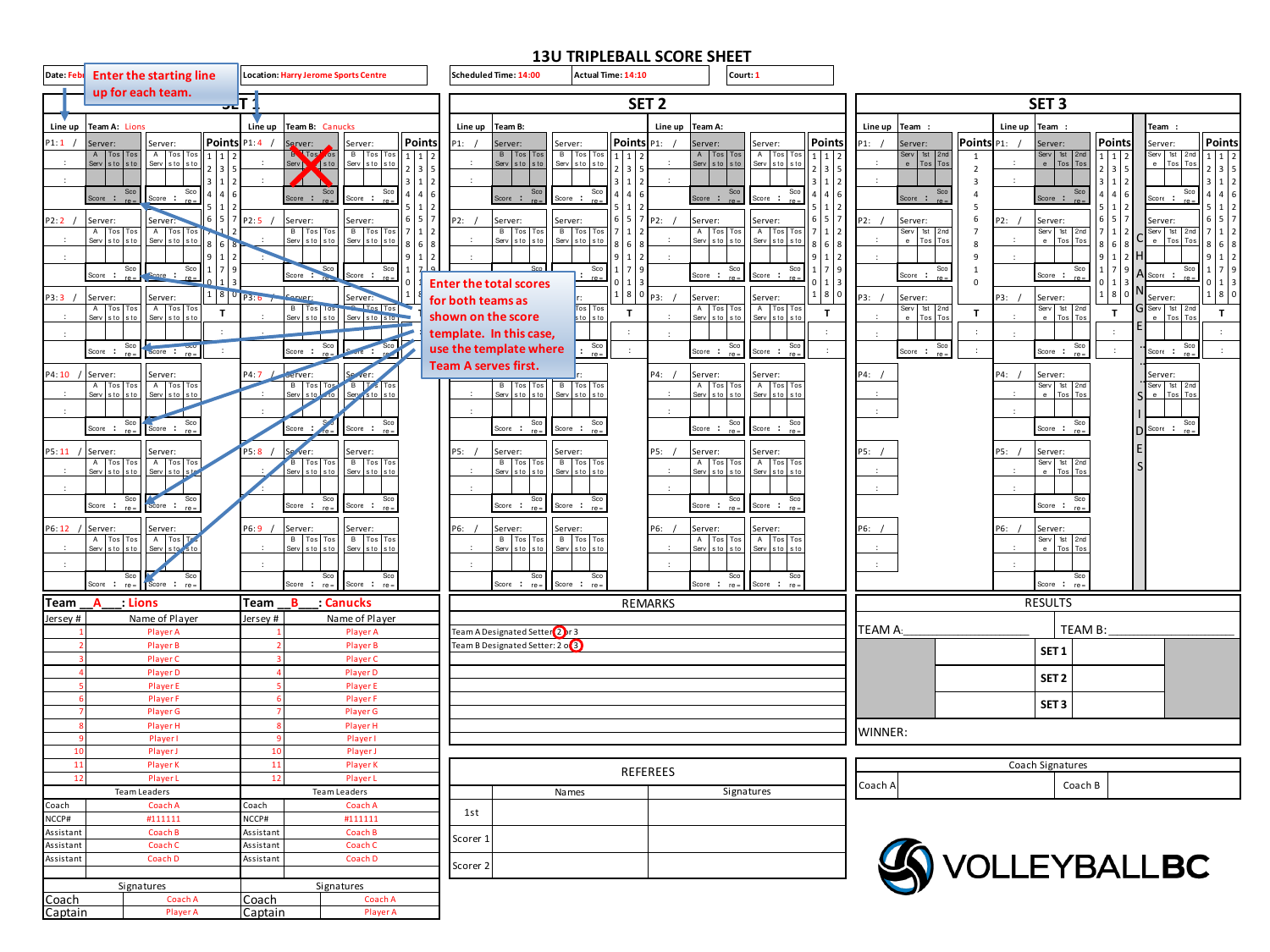# 13U TRIPLEBALL SCORE SHEET

| Date: Feb | Location: Harry Jerome Sports Centre | Scheduled Time: 14:00 | Actual Time: 14:10 | Court: 1 |
|---|---|---|---|---|

Enter the starting line up for each team.

Enter the total scores for both teams as shown on the score template. In this case, use the template where Team A serves first.

## SET 1

| Line up | Team A: Lions | Line up | Team B: Canucks |
|---|---|---|---|
| P1: 1 | | P1: 4 | |
| P2: 2 | | P2: 5 | |
| P3: 3 | | P3: 6 | |
| P4: 10 | | P4: 7 | |
| P5: 11 | | P5: 8 | |
| P6: 12 | | P6: 9 | |

## SET 2

| Line up | Team B: | Line up | Team A: |
|---|---|---|---|
| P1: | | P1: | |
| P2: | | P2: | |
| P3: | | P3: | |
| P4: | | P4: | |
| P5: | | P5: | |
| P6: | | P6: | |

## SET 3

| Line up | Team: | Line up | Team: | CHANGE SIDES | Team: |
|---|---|---|---|---|---|
| P1: | | P1: | | | |
| P2: | | P2: | | | |
| P3: | | P3: | | | |
| P4: | | P4: | | | |
| P5: | | P5: | | | |
| P6: | | P6: | | | |

## Team A: Lions

| Jersey # | Name of Player |
|---|---|
| 1 | Player A |
| 2 | Player B |
| 3 | Player C |
| 4 | Player D |
| 5 | Player E |
| 6 | Player F |
| 7 | Player G |
| 8 | Player H |
| 9 | Player I |
| 10 | Player J |
| 11 | Player K |
| 12 | Player L |

Team Leaders

| | |
|---|---|
| Coach | Coach A |
| NCCP# | #111111 |
| Assistant | Coach B |
| Assistant | Coach C |
| Assistant | Coach D |

Signatures

| | |
|---|---|
| Coach | Coach A |
| Captain | Player A |

## Team B: Canucks

| Jersey # | Name of Player |
|---|---|
| 1 | Player A |
| 2 | Player B |
| 3 | Player C |
| 4 | Player D |
| 5 | Player E |
| 6 | Player F |
| 7 | Player G |
| 8 | Player H |
| 9 | Player I |
| 10 | Player J |
| 11 | Player K |
| 12 | Player L |

Team Leaders

| | |
|---|---|
| Coach | Coach A |
| NCCP# | #111111 |
| Assistant | Coach B |
| Assistant | Coach C |
| Assistant | Coach D |

Signatures

| | |
|---|---|
| Coach | Coach A |
| Captain | Player A |

## REMARKS

Team A Designated Setter: 2 or 3

Team B Designated Setter: 2 or 3

## REFEREES

| | Names | Signatures |
|---|---|---|
| 1st | | |
| Scorer 1 | | |
| Scorer 2 | | |

## RESULTS

| TEAM A: | | TEAM B: |
|---|---|---|
| | SET 1 | |
| | SET 2 | |
| | SET 3 | |

WINNER:

Coach Signatures

| Coach A | Coach B |
|---|---|
| | |

VOLLEYBALLBC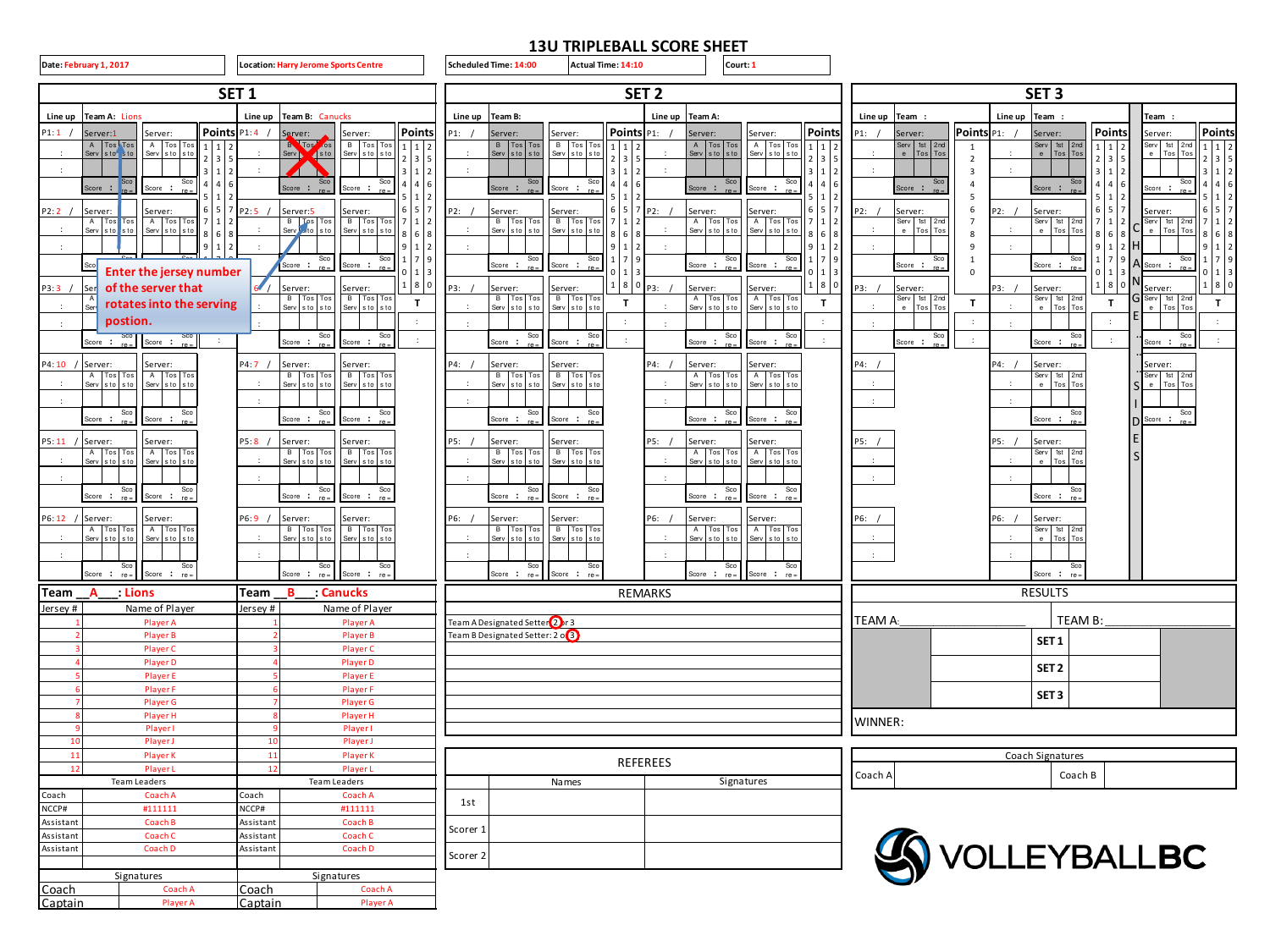# 13U TRIPLEBALL SCORE SHEET

| Date: February 1, 2017 | Location: Harry Jerome Sports Centre | Scheduled Time: 14:00 | Actual Time: 14:10 | Court: 1 |
|---|---|---|---|---|

## SET 1

Line up — Team A: Lions

| Line up | Server |
|---|---|
| P1: 1 | Server: 1 |
| P2: 2 | Server: |
| P3: 3 | Server: |
| P4: 10 | Server: |
| P5: 11 | Server: |
| P6: 12 | Server: |

Line up — Team B: Canucks

| Line up | Server |
|---|---|
| P1: 4 | Server: |
| P2: 5 | Server: 5 |
| P3: 6 | Server: |
| P4: 7 | Server: |
| P5: 8 | Server: |
| P6: 9 | Server: |

**Enter the jersey number of the server that rotates into the serving postion.**

## SET 2

Line up — Team B:

Line up — Team A:

## SET 3

Line up — Team :

Line up — Team :

Team :

CHANGE SIDES

## Team __A__ : Lions

| Jersey # | Name of Player |
|---|---|
| 1 | Player A |
| 2 | Player B |
| 3 | Player C |
| 4 | Player D |
| 5 | Player E |
| 6 | Player F |
| 7 | Player G |
| 8 | Player H |
| 9 | Player I |
| 10 | Player J |
| 11 | Player K |
| 12 | Player L |

Team Leaders

| | |
|---|---|
| Coach | Coach A |
| NCCP# | #111111 |
| Assistant | Coach B |
| Assistant | Coach C |
| Assistant | Coach D |

Signatures

| | |
|---|---|
| Coach | Coach A |
| Captain | Player A |

## Team __B__ : Canucks

| Jersey # | Name of Player |
|---|---|
| 1 | Player A |
| 2 | Player B |
| 3 | Player C |
| 4 | Player D |
| 5 | Player E |
| 6 | Player F |
| 7 | Player G |
| 8 | Player H |
| 9 | Player I |
| 10 | Player J |
| 11 | Player K |
| 12 | Player L |

Team Leaders

| | |
|---|---|
| Coach | Coach A |
| NCCP# | #111111 |
| Assistant | Coach B |
| Assistant | Coach C |
| Assistant | Coach D |

Signatures

| | |
|---|---|
| Coach | Coach A |
| Captain | Player A |

## REMARKS

Team A Designated Setter: 2 or 3

Team B Designated Setter: 2 or 3

## REFEREES

| | Names | Signatures |
|---|---|---|
| 1st | | |
| Scorer 1 | | |
| Scorer 2 | | |

## RESULTS

| TEAM A: | | TEAM B: |
|---|---|---|
| | SET 1 | |
| | SET 2 | |
| | SET 3 | |

WINNER:

## Coach Signatures

| Coach A | | Coach B | |
|---|---|---|---|

VOLLEYBALLBC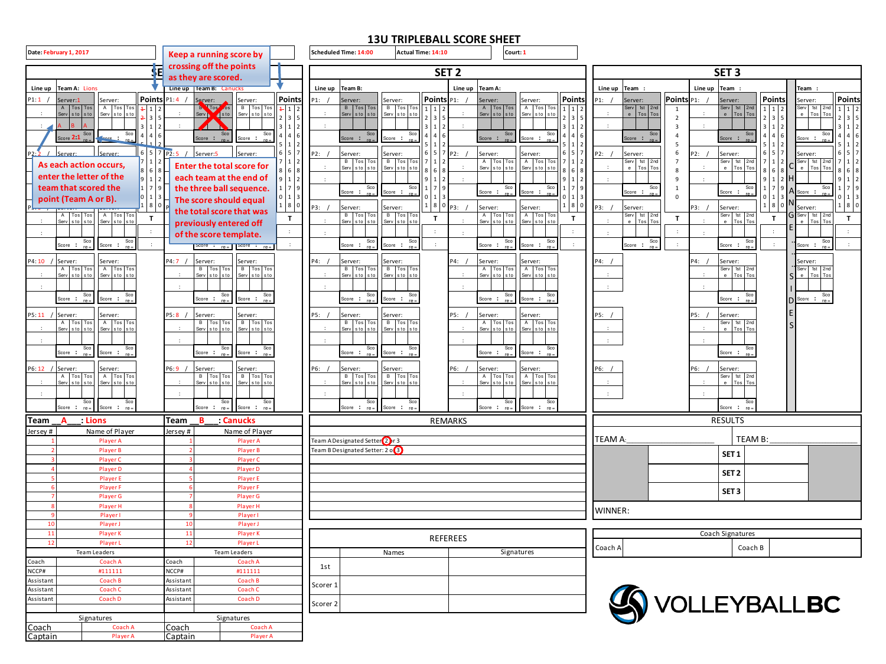# 13U TRIPLEBALL SCORE SHEET

| Date: February 1, 2017 | | Scheduled Time: 14:00 | Actual Time: 14:10 | Court: 1 |
|---|---|---|---|---|

> Keep a running score by crossing off the points as they are scored.

> As each action occurs, enter the letter of the team that scored the point (Team A or B).

> Enter the total score for each team at the end of the three ball sequence. The score should equal the total score that was previously entered off of the score template.

## SET 1

Line up — Team A: Lions — Line up — Team B: Canucks

| Line up | Team A: Lions | Line up | Team B: Canucks |
|---|---|---|---|
| P1: 1 | Server: 1 — A / B / A — Score 2:1 | P1: 4 | Server: |
| P2: 2 | Server: | P2: 5 | Server: 5 |
| P3: | Server: | P3: | Server: |
| P4: 10 | Server: | P4: 7 | Server: |
| P5: 11 | Server: | P5: 8 | Server: |
| P6: 12 | Server: | P6: 9 | Server: |

## SET 2

| Line up | Team B: | Line up | Team A: |
|---|---|---|---|
| P1: | Server: | P1: | Server: |
| P2: | Server: | P2: | Server: |
| P3: | Server: | P3: | Server: |
| P4: | Server: | P4: | Server: |
| P5: | Server: | P5: | Server: |
| P6: | Server: | P6: | Server: |

## SET 3

| Line up | Team : | Line up | Team : | Team : |
|---|---|---|---|---|
| P1: | Server: | P1: | Server: | Server: |
| P2: | Server: | P2: | Server: | Server: |
| P3: | Server: | P3: | Server: | Server: |
| P4: | | P4: | Server: | Server: |
| P5: | | P5: | Server: | |
| P6: | | P6: | Server: | |

CHANGE SIDES

### Team A: Lions

| Jersey # | Name of Player |
|---|---|
| 1 | Player A |
| 2 | Player B |
| 3 | Player C |
| 4 | Player D |
| 5 | Player E |
| 6 | Player F |
| 7 | Player G |
| 8 | Player H |
| 9 | Player I |
| 10 | Player J |
| 11 | Player K |
| 12 | Player L |

| Team Leaders | |
|---|---|
| Coach | Coach A |
| NCCP# | #111111 |
| Assistant | Coach B |
| Assistant | Coach C |
| Assistant | Coach D |

| Signatures | |
|---|---|
| Coach | Coach A |
| Captain | Player A |

### Team B: Canucks

| Jersey # | Name of Player |
|---|---|
| 1 | Player A |
| 2 | Player B |
| 3 | Player C |
| 4 | Player D |
| 5 | Player E |
| 6 | Player F |
| 7 | Player G |
| 8 | Player H |
| 9 | Player I |
| 10 | Player J |
| 11 | Player K |
| 12 | Player L |

| Team Leaders | |
|---|---|
| Coach | Coach A |
| NCCP# | #111111 |
| Assistant | Coach B |
| Assistant | Coach C |
| Assistant | Coach D |

| Signatures | |
|---|---|
| Coach | Coach A |
| Captain | Player A |

### REMARKS

Team A Designated Setter (2) or 3

Team B Designated Setter: 2 or (3)

### REFEREES

| | Names | Signatures |
|---|---|---|
| 1st | | |
| Scorer 1 | | |
| Scorer 2 | | |

### RESULTS

| TEAM A: | | TEAM B: |
|---|---|---|
| | SET 1 | |
| | SET 2 | |
| | SET 3 | |

WINNER:

| Coach Signatures | | | |
|---|---|---|---|
| Coach A | | Coach B | |

VOLLEYBALLBC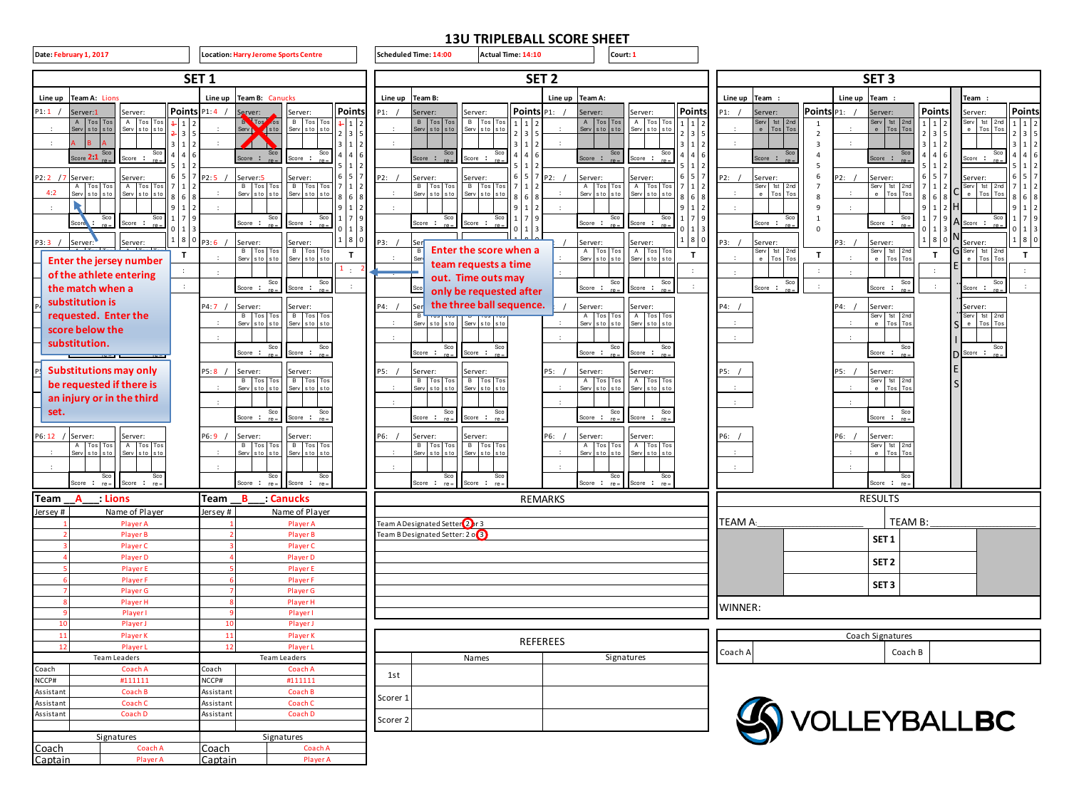# 13U TRIPLEBALL SCORE SHEET

| Date: February 1, 2017 | Location: Harry Jerome Sports Centre | Scheduled Time: 14:00 | Actual Time: 14:10 | Court: 1 |
|---|---|---|---|---|

## SET 1

Line up — Team A: Lions

- P1: 1 — Server: 1 — A B A — Score 2:1
- P2: 2 / 7 — 4:2
- P3: 3
- P6: 12

Line up — Team B: Canucks

- P1: 4
- P2: 5 — Server: 5
- P3: 6
- P4: 7
- P5: 8
- P6: 9

T: 1 : 2

Enter the jersey number of the athlete entering the match when a substitution is requested. Enter the score below the substitution.

Substitutions may only be requested if there is an injury or in the third set.

## SET 2

Line up — Team B: P1–P6

Line up — Team A: P1–P6

Enter the score when a team requests a time out. Time outs may only be requested after the three ball sequence.

## SET 3

Line up — Team: P1–P6

Line up — Team: P1–P6

Team: (COURT CHANGE SIDES)

## Team A: Lions

| Jersey # | Name of Player |
|---|---|
| 1 | Player A |
| 2 | Player B |
| 3 | Player C |
| 4 | Player D |
| 5 | Player E |
| 6 | Player F |
| 7 | Player G |
| 8 | Player H |
| 9 | Player I |
| 10 | Player J |
| 11 | Player K |
| 12 | Player L |

Team Leaders

| | |
|---|---|
| Coach | Coach A |
| NCCP# | #111111 |
| Assistant | Coach B |
| Assistant | Coach C |
| Assistant | Coach D |

Signatures

| | |
|---|---|
| Coach | Coach A |
| Captain | Player A |

## Team B: Canucks

| Jersey # | Name of Player |
|---|---|
| 1 | Player A |
| 2 | Player B |
| 3 | Player C |
| 4 | Player D |
| 5 | Player E |
| 6 | Player F |
| 7 | Player G |
| 8 | Player H |
| 9 | Player I |
| 10 | Player J |
| 11 | Player K |
| 12 | Player L |

Team Leaders

| | |
|---|---|
| Coach | Coach A |
| NCCP# | #111111 |
| Assistant | Coach B |
| Assistant | Coach C |
| Assistant | Coach D |

Signatures

| | |
|---|---|
| Coach | Coach A |
| Captain | Player A |

## REMARKS

Team A Designated Setter: (2) or 3
Team B Designated Setter: 2 or (3)

## REFEREES

| | Names | Signatures |
|---|---|---|
| 1st | | |
| Scorer 1 | | |
| Scorer 2 | | |

## RESULTS

| TEAM A: | | TEAM B: |
|---|---|---|
| | SET 1 | |
| | SET 2 | |
| | SET 3 | |

WINNER:

## Coach Signatures

| Coach A | | Coach B | |
|---|---|---|---|

VOLLEYBALLBC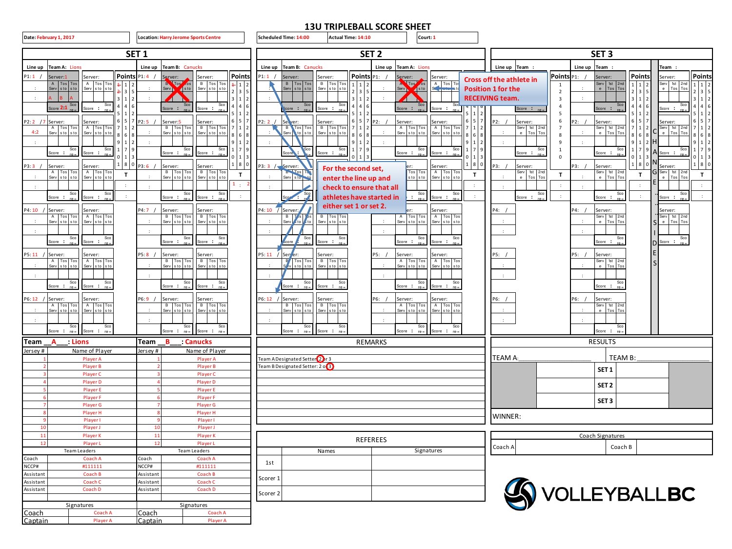# 13U TRIPLEBALL SCORE SHEET

| Date: February 1, 2017 | Location: Harry Jerome Sports Centre | Scheduled Time: 14:00 | Actual Time: 14:10 | Court: 1 |
|---|---|---|---|---|

## SET 1

**Line up — Team A: Lions**

| Position | Lineup |
|---|---|
| P1 | 1 |
| P2 | 2 / 7 (sub 4:2) |
| P3 | 3 |
| P4 | 10 |
| P5 | 11 |
| P6 | 12 |

Server: 1 — A B A — Score 2:1

**Line up — Team B: Canucks**

| Position | Lineup |
|---|---|
| P1 | 4 |
| P2 | 5 |
| P3 | 6 |
| P4 | 7 |
| P5 | 8 |
| P6 | 9 |

Server: 5

## SET 2

**Line up — Team A: Canucks**

| Position | Lineup |
|---|---|
| P1 | 1 |
| P2 | 2 |
| P3 | 3 |
| P4 | 10 |
| P5 | 11 |
| P6 | 12 |

**Line up — Team A: Lions**

Cross off the athlete in Position 1 for the RECEIVING team.

For the second set, enter the line up and check to ensure that all athletes have started in either set 1 or set 2.

## SET 3

CHANGE SIDES

## Team Rosters

| Team A: Lions | | Team B: Canucks | |
|---|---|---|---|
| Jersey # | Name of Player | Jersey # | Name of Player |
| 1 | Player A | 1 | Player A |
| 2 | Player B | 2 | Player B |
| 3 | Player C | 3 | Player C |
| 4 | Player D | 4 | Player D |
| 5 | Player E | 5 | Player E |
| 6 | Player F | 6 | Player F |
| 7 | Player G | 7 | Player G |
| 8 | Player H | 8 | Player H |
| 9 | Player I | 9 | Player I |
| 10 | Player J | 10 | Player J |
| 11 | Player K | 11 | Player K |
| 12 | Player L | 12 | Player L |

| Team Leaders | | Team Leaders | |
|---|---|---|---|
| Coach | Coach A | Coach | Coach A |
| NCCP# | #111111 | NCCP# | #111111 |
| Assistant | Coach B | Assistant | Coach B |
| Assistant | Coach C | Assistant | Coach C |
| Assistant | Coach D | Assistant | Coach D |

| Signatures | | Signatures | |
|---|---|---|---|
| Coach | Coach A | Coach | Coach A |
| Captain | Player A | Captain | Player A |

## REMARKS

Team A Designated Setter: 2 or 3 (2 circled)

Team B Designated Setter: 2 or 3 (3 circled)

## REFEREES

| | Names | Signatures |
|---|---|---|
| 1st | | |
| Scorer 1 | | |
| Scorer 2 | | |

## RESULTS

| TEAM A: | | TEAM B: |
|---|---|---|
| | SET 1 | |
| | SET 2 | |
| | SET 3 | |

WINNER:

| Coach Signatures | |
|---|---|
| Coach A | Coach B |

VOLLEYBALLBC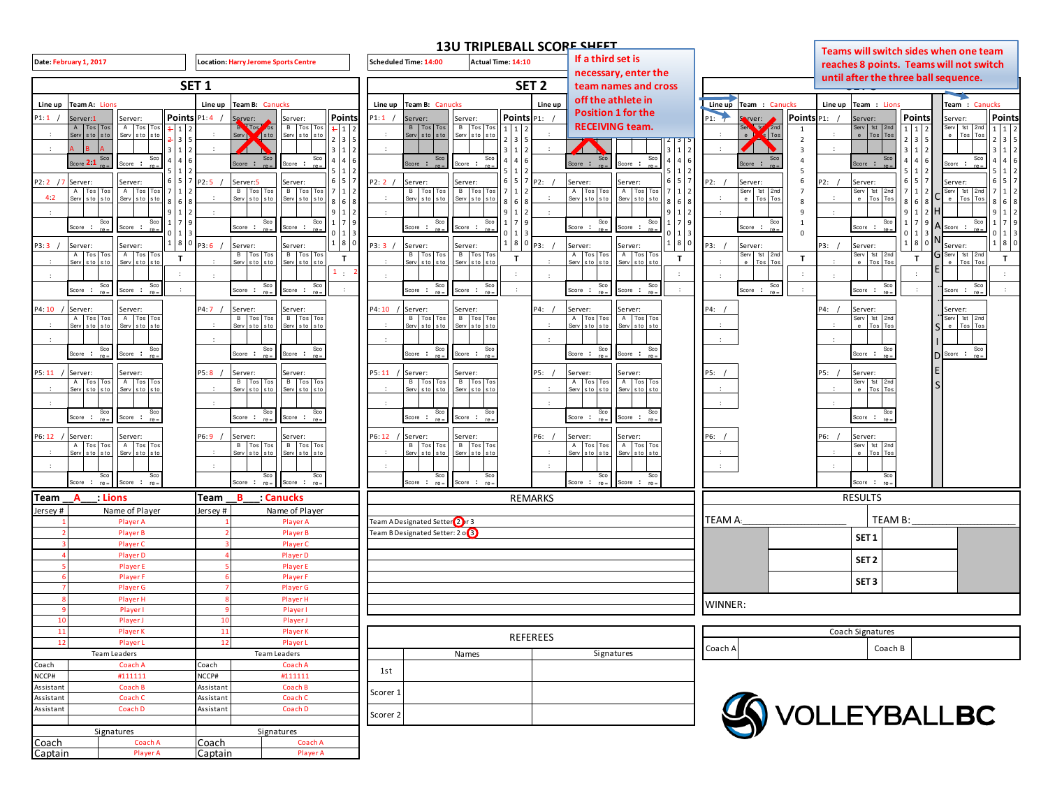# 13U TRIPLEBALL SCORE SHEET

| Date: February 1, 2017 | Location: Harry Jerome Sports Centre | Scheduled Time: 14:00 | Actual Time: 14:10 |
|---|---|---|---|

> If a third set is necessary, enter the team names and cross off the athlete in Position 1 for the RECEIVING team.

> Teams will switch sides when one team reaches 8 points. Teams will not switch until after the three ball sequence.

## SET 1

Team A: Lions — Team B: Canucks

| Line up (Team A) | Score | Line up (Team B) |
|---|---|---|
| P1: 1 | 2:1 | P1: 4 |
| P2: 2 / 7 | 4:2 | P2: 5 |
| P3: 3 | | P3: 6 |
| P4: 10 | | P4: 7 |
| P5: 11 | | P5: 8 |
| P6: 12 | | P6: 9 |

Server (Team A): 1 — Serve: A, B, A
Server (Team B): 5

## SET 2

Team B: Canucks

| Line up (Team B) |
|---|
| P1: 1 |
| P2: 2 |
| P3: 3 |
| P4: 10 |
| P5: 11 |
| P6: 12 |

## SET 3

Team: Canucks — Team: Lions — Team: Canucks

CHANGE SIDES

| Team __A__: Lions | | Team __B__: Canucks | |
|---|---|---|---|
| Jersey # | Name of Player | Jersey # | Name of Player |
| 1 | Player A | 1 | Player A |
| 2 | Player B | 2 | Player B |
| 3 | Player C | 3 | Player C |
| 4 | Player D | 4 | Player D |
| 5 | Player E | 5 | Player E |
| 6 | Player F | 6 | Player F |
| 7 | Player G | 7 | Player G |
| 8 | Player H | 8 | Player H |
| 9 | Player I | 9 | Player I |
| 10 | Player J | 10 | Player J |
| 11 | Player K | 11 | Player K |
| 12 | Player L | 12 | Player L |
| Team Leaders | | Team Leaders | |
| Coach | Coach A | Coach | Coach A |
| NCCP# | #111111 | NCCP# | #111111 |
| Assistant | Coach B | Assistant | Coach B |
| Assistant | Coach C | Assistant | Coach C |
| Assistant | Coach D | Assistant | Coach D |
| Signatures | | Signatures | |
| Coach | Coach A | Coach | Coach A |
| Captain | Player A | Captain | Player A |

**REMARKS**

Team A Designated Setter: 2 or 3 (2 circled)
Team B Designated Setter: 2 or 3 (3 circled)

**REFEREES**

| | Names | Signatures |
|---|---|---|
| 1st | | |
| Scorer 1 | | |
| Scorer 2 | | |

**RESULTS**

| TEAM A: | | TEAM B: |
|---|---|---|
| | SET 1 | |
| | SET 2 | |
| | SET 3 | |

WINNER:

**Coach Signatures**

| Coach A | | Coach B | |
|---|---|---|---|

VOLLEYBALLBC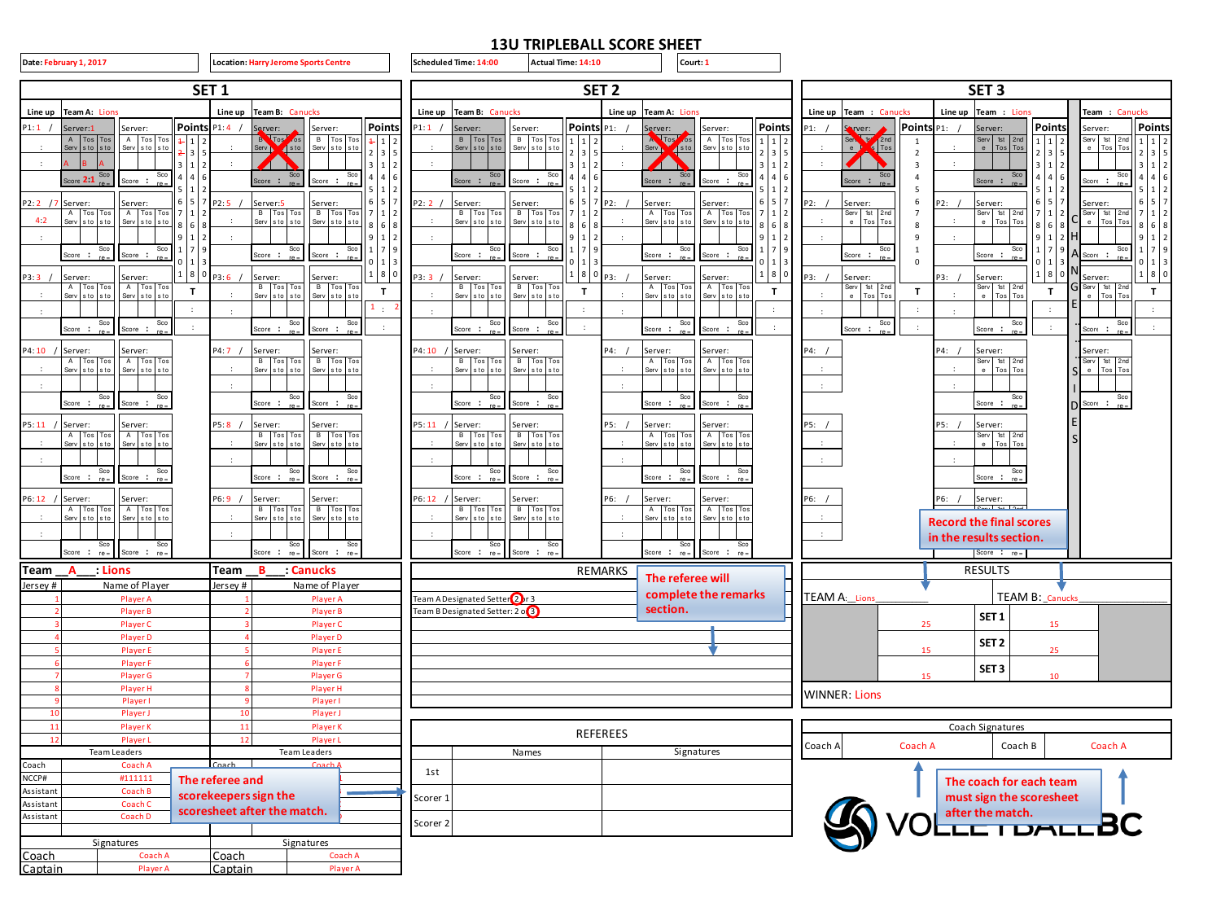# 13U TRIPLEBALL SCORE SHEET

| Date: February 1, 2017 | Location: Harry Jerome Sports Centre | Scheduled Time: 14:00 | Actual Time: 14:10 | Court: 1 |
|---|---|---|---|---|

## SET 1

Line up Team A: Lions — P1: 1, P2: 2 / 7 (4:2), P3: 3, P4: 10, P5: 11, P6: 12

Server: 1 — Score 2:1

Line up Team B: Canucks — P1: 4, P2: 5, P3: 6, P4: 7, P5: 8, P6: 9

Server: 5

## SET 2

Line up Team B: Canucks — P1: 1, P2: 2, P3: 3, P4: 10, P5: 11, P6: 12

Line up Team A: Lions

## SET 3

Line up Team: Canucks

Line up Team: Lions

Team: Canucks

CHANGE SIDES

| Team __A__: Lions | | Team __B__: Canucks | |
|---|---|---|---|
| Jersey # | Name of Player | Jersey # | Name of Player |
| 1 | Player A | 1 | Player A |
| 2 | Player B | 2 | Player B |
| 3 | Player C | 3 | Player C |
| 4 | Player D | 4 | Player D |
| 5 | Player E | 5 | Player E |
| 6 | Player F | 6 | Player F |
| 7 | Player G | 7 | Player G |
| 8 | Player H | 8 | Player H |
| 9 | Player I | 9 | Player I |
| 10 | Player J | 10 | Player J |
| 11 | Player K | 11 | Player K |
| 12 | Player L | 12 | Player L |

| Team Leaders | | Team Leaders | |
|---|---|---|---|
| Coach | Coach A | Coach | Coach A |
| NCCP# | #111111 | NCCP# | |
| Assistant | Coach B | Assistant | |
| Assistant | Coach C | Assistant | |
| Assistant | Coach D | Assistant | |

| Signatures | | Signatures | |
|---|---|---|---|
| Coach | Coach A | Coach | Coach A |
| Captain | Player A | Captain | Player A |

**The referee and scorekeepers sign the scoresheet after the match.**

REMARKS

Team A Designated Setter: 2 or 3 (2 circled)

Team B Designated Setter: 2 or 3 (3 circled)

**The referee will complete the remarks section.**

| REFEREES | Names | Signatures |
|---|---|---|
| 1st | | |
| Scorer 1 | | |
| Scorer 2 | | |

**Record the final scores in the results section.**

RESULTS

| TEAM A: Lions | | TEAM B: Canucks |
|---|---|---|
| 25 | SET 1 | 15 |
| 15 | SET 2 | 25 |
| 15 | SET 3 | 10 |

WINNER: Lions

| Coach Signatures | | | |
|---|---|---|---|
| Coach A | Coach A | Coach B | Coach A |

**The coach for each team must sign the scoresheet after the match.**

VOLLEYBALL BC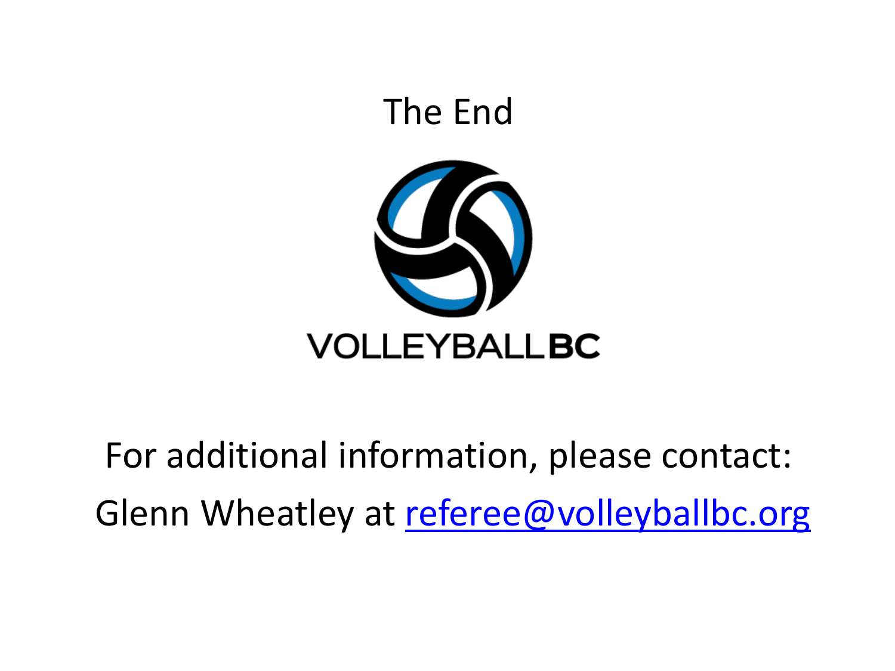# The End

VOLLEYBALL BC

For additional information, please contact:

Glenn Wheatley at referee@volleyballbc.org